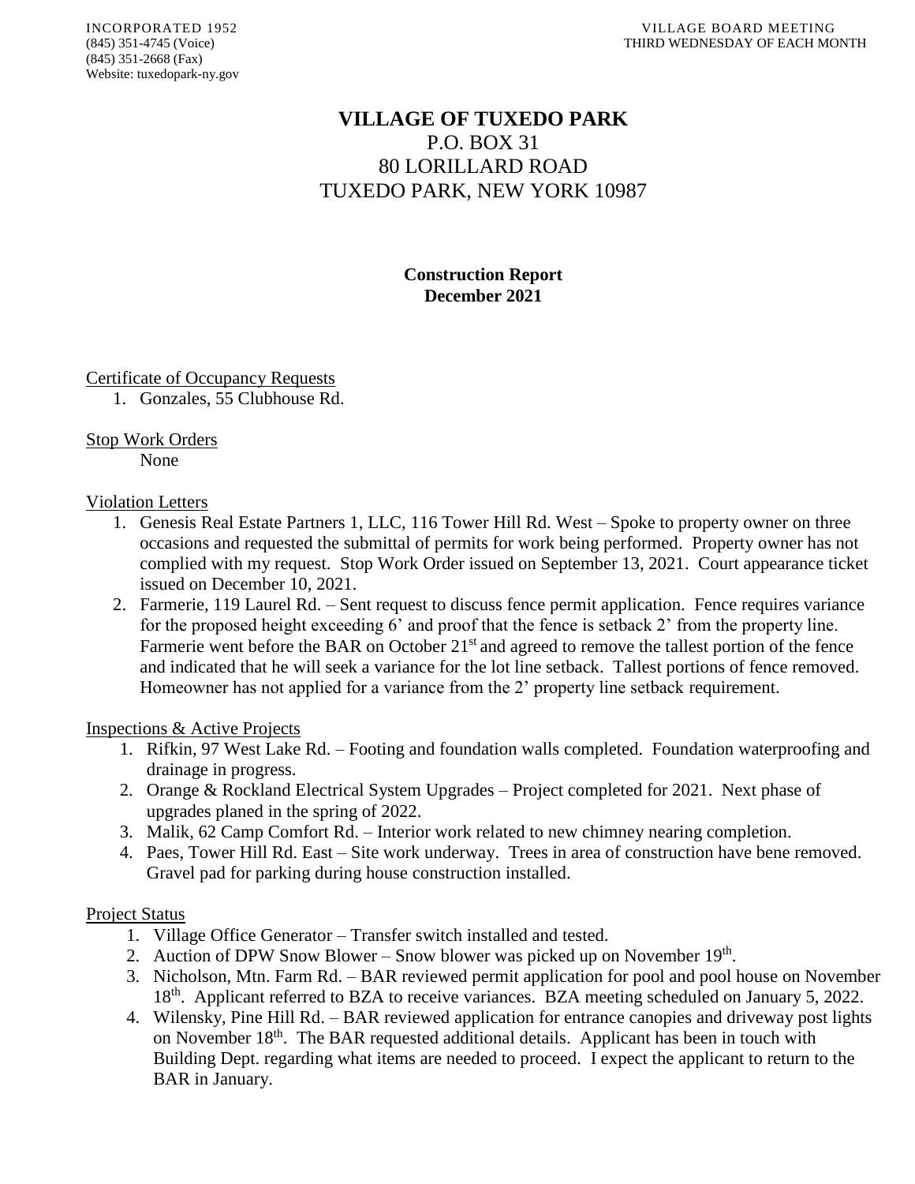INCORPORATED 1952
(845) 351-4745 (Voice)
(845) 351-2668 (Fax)
Website: tuxedopark-ny.gov

VILLAGE BOARD MEETING
THIRD WEDNESDAY OF EACH MONTH

# VILLAGE OF TUXEDO PARK

P.O. BOX 31
80 LORILLARD ROAD
TUXEDO PARK, NEW YORK 10987

**Construction Report**
**December 2021**

Certificate of Occupancy Requests

1. Gonzales, 55 Clubhouse Rd.

Stop Work Orders

None

Violation Letters

1. Genesis Real Estate Partners 1, LLC, 116 Tower Hill Rd. West – Spoke to property owner on three occasions and requested the submittal of permits for work being performed. Property owner has not complied with my request. Stop Work Order issued on September 13, 2021. Court appearance ticket issued on December 10, 2021.
2. Farmerie, 119 Laurel Rd. – Sent request to discuss fence permit application. Fence requires variance for the proposed height exceeding 6' and proof that the fence is setback 2' from the property line. Farmerie went before the BAR on October 21st and agreed to remove the tallest portion of the fence and indicated that he will seek a variance for the lot line setback. Tallest portions of fence removed. Homeowner has not applied for a variance from the 2' property line setback requirement.

Inspections & Active Projects

1. Rifkin, 97 West Lake Rd. – Footing and foundation walls completed. Foundation waterproofing and drainage in progress.
2. Orange & Rockland Electrical System Upgrades – Project completed for 2021. Next phase of upgrades planed in the spring of 2022.
3. Malik, 62 Camp Comfort Rd. – Interior work related to new chimney nearing completion.
4. Paes, Tower Hill Rd. East – Site work underway. Trees in area of construction have bene removed. Gravel pad for parking during house construction installed.

Project Status

1. Village Office Generator – Transfer switch installed and tested.
2. Auction of DPW Snow Blower – Snow blower was picked up on November 19th.
3. Nicholson, Mtn. Farm Rd. – BAR reviewed permit application for pool and pool house on November 18th. Applicant referred to BZA to receive variances. BZA meeting scheduled on January 5, 2022.
4. Wilensky, Pine Hill Rd. – BAR reviewed application for entrance canopies and driveway post lights on November 18th. The BAR requested additional details. Applicant has been in touch with Building Dept. regarding what items are needed to proceed. I expect the applicant to return to the BAR in January.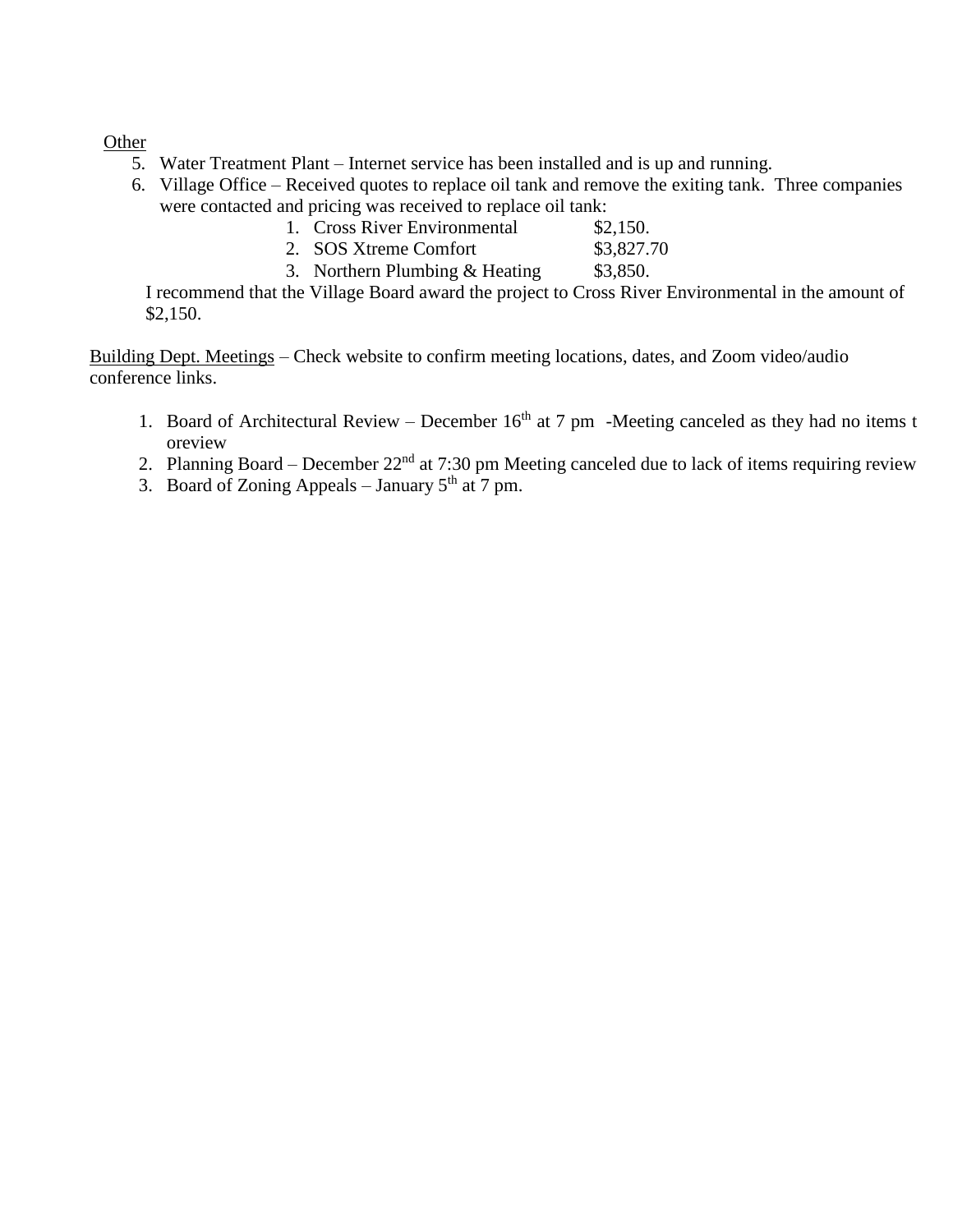<u>Other</u>

5. Water Treatment Plant – Internet service has been installed and is up and running.
6. Village Office – Received quotes to replace oil tank and remove the exiting tank. Three companies were contacted and pricing was received to replace oil tank:
    1. Cross River Environmental $2,150.
    2. SOS Xtreme Comfort $3,827.70
    3. Northern Plumbing & Heating $3,850.

    I recommend that the Village Board award the project to Cross River Environmental in the amount of $2,150.

<u>Building Dept. Meetings</u> – Check website to confirm meeting locations, dates, and Zoom video/audio conference links.

1. Board of Architectural Review – December 16th at 7 pm -Meeting canceled as they had no items t oreview
2. Planning Board – December 22nd at 7:30 pm Meeting canceled due to lack of items requiring review
3. Board of Zoning Appeals – January 5th at 7 pm.